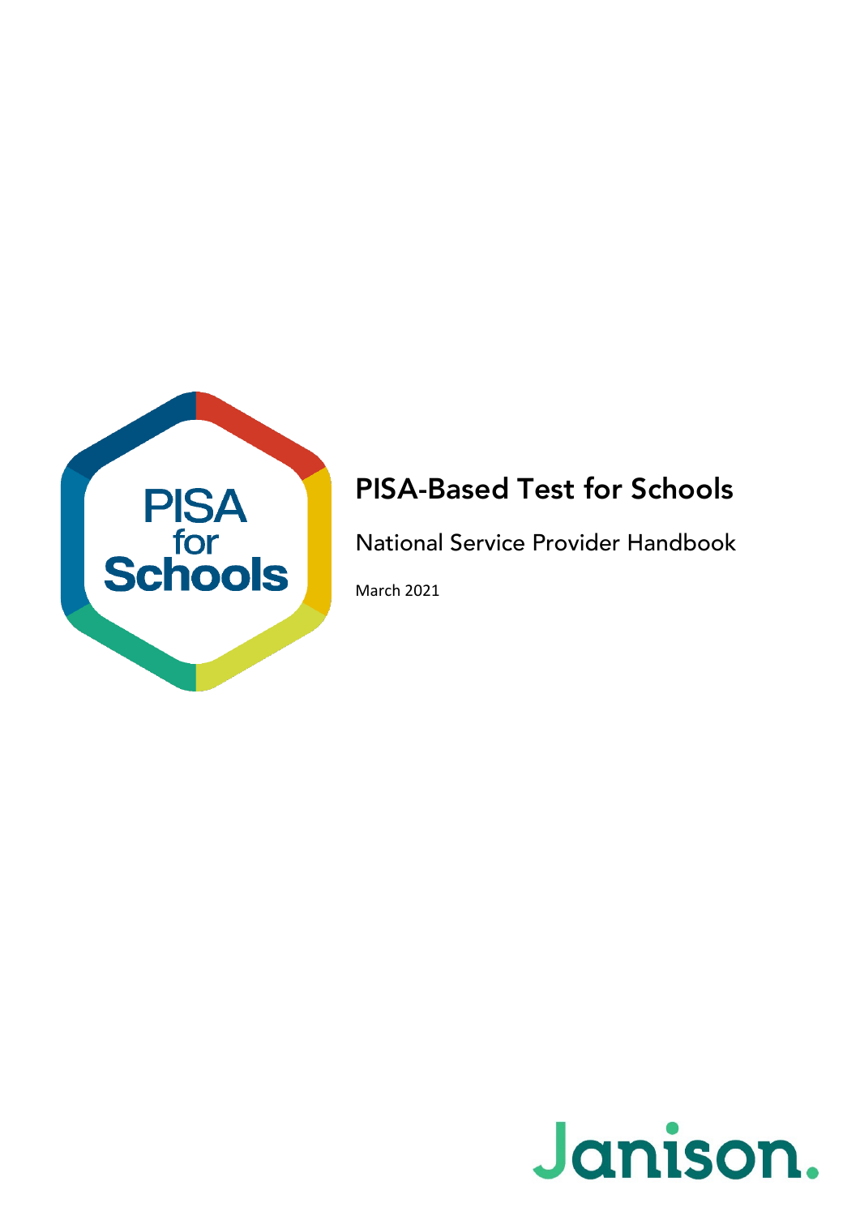# PISA-Based Test for Schools

## National Service Provider Handbook

March 2021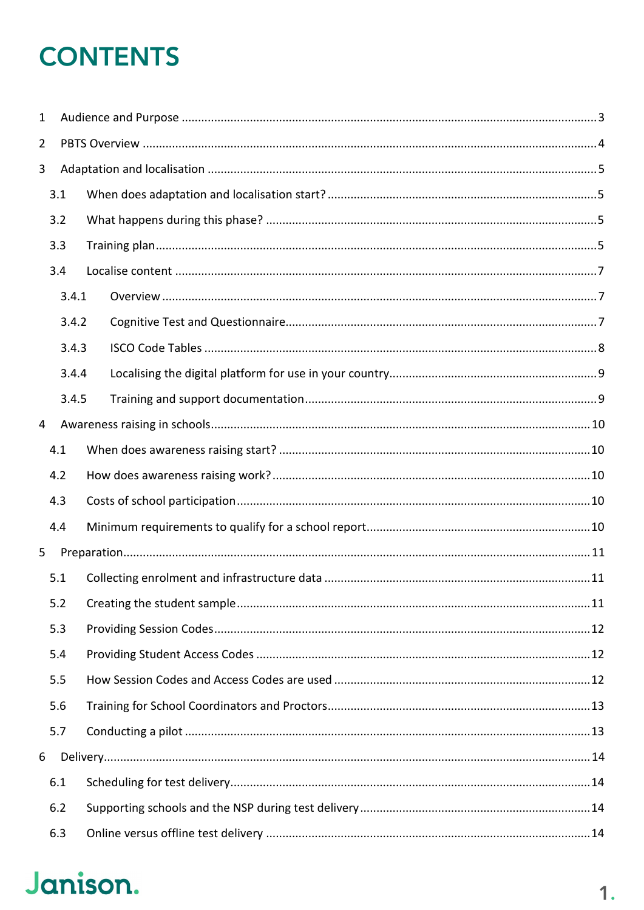# CONTENTS

1 Audience and Purpose ... 3

2 PBTS Overview ... 4

3 Adaptation and localisation ... 5

- 3.1 When does adaptation and localisation start? ... 5
- 3.2 What happens during this phase? ... 5
- 3.3 Training plan ... 5
- 3.4 Localise content ... 7
  - 3.4.1 Overview ... 7
  - 3.4.2 Cognitive Test and Questionnaire ... 7
  - 3.4.3 ISCO Code Tables ... 8
  - 3.4.4 Localising the digital platform for use in your country ... 9
  - 3.4.5 Training and support documentation ... 9

4 Awareness raising in schools ... 10

- 4.1 When does awareness raising start? ... 10
- 4.2 How does awareness raising work? ... 10
- 4.3 Costs of school participation ... 10
- 4.4 Minimum requirements to qualify for a school report ... 10

5 Preparation ... 11

- 5.1 Collecting enrolment and infrastructure data ... 11
- 5.2 Creating the student sample ... 11
- 5.3 Providing Session Codes ... 12
- 5.4 Providing Student Access Codes ... 12
- 5.5 How Session Codes and Access Codes are used ... 12
- 5.6 Training for School Coordinators and Proctors ... 13
- 5.7 Conducting a pilot ... 13

6 Delivery ... 14

- 6.1 Scheduling for test delivery ... 14
- 6.2 Supporting schools and the NSP during test delivery ... 14
- 6.3 Online versus offline test delivery ... 14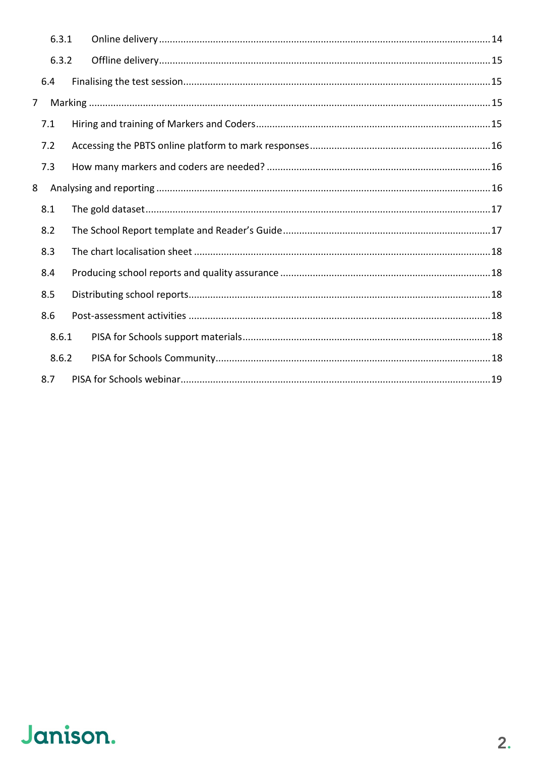6.3.1 Online delivery ........................................................................................................................ 14

6.3.2 Offline delivery ........................................................................................................................ 15

6.4 Finalising the test session ........................................................................................................ 15

7 Marking ........................................................................................................................................ 15

7.1 Hiring and training of Markers and Coders ............................................................................. 15

7.2 Accessing the PBTS online platform to mark responses ......................................................... 16

7.3 How many markers and coders are needed? ......................................................................... 16

8 Analysing and reporting ............................................................................................................... 16

8.1 The gold dataset ...................................................................................................................... 17

8.2 The School Report template and Reader's Guide .................................................................... 17

8.3 The chart localisation sheet ..................................................................................................... 18

8.4 Producing school reports and quality assurance ..................................................................... 18

8.5 Distributing school reports ...................................................................................................... 18

8.6 Post-assessment activities ....................................................................................................... 18

8.6.1 PISA for Schools support materials ....................................................................................... 18

8.6.2 PISA for Schools Community .................................................................................................. 18

8.7 PISA for Schools webinar ......................................................................................................... 19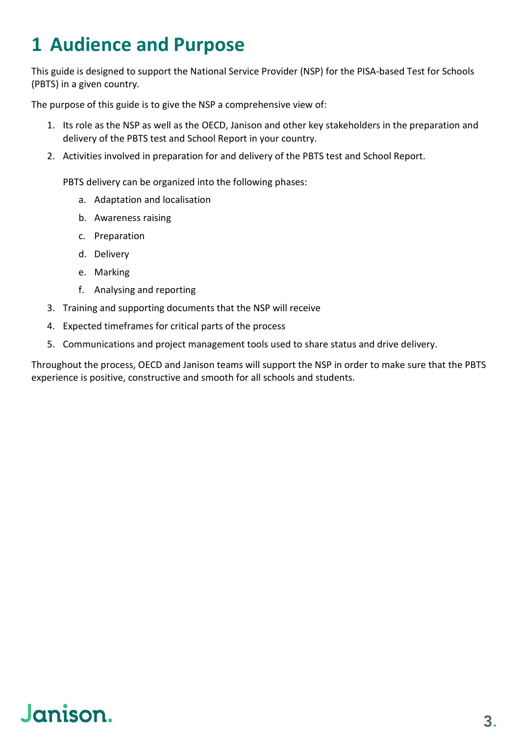# 1 Audience and Purpose

This guide is designed to support the National Service Provider (NSP) for the PISA-based Test for Schools (PBTS) in a given country.

The purpose of this guide is to give the NSP a comprehensive view of:

1. Its role as the NSP as well as the OECD, Janison and other key stakeholders in the preparation and delivery of the PBTS test and School Report in your country.
2. Activities involved in preparation for and delivery of the PBTS test and School Report.

   PBTS delivery can be organized into the following phases:

   a. Adaptation and localisation
   b. Awareness raising
   c. Preparation
   d. Delivery
   e. Marking
   f. Analysing and reporting
3. Training and supporting documents that the NSP will receive
4. Expected timeframes for critical parts of the process
5. Communications and project management tools used to share status and drive delivery.

Throughout the process, OECD and Janison teams will support the NSP in order to make sure that the PBTS experience is positive, constructive and smooth for all schools and students.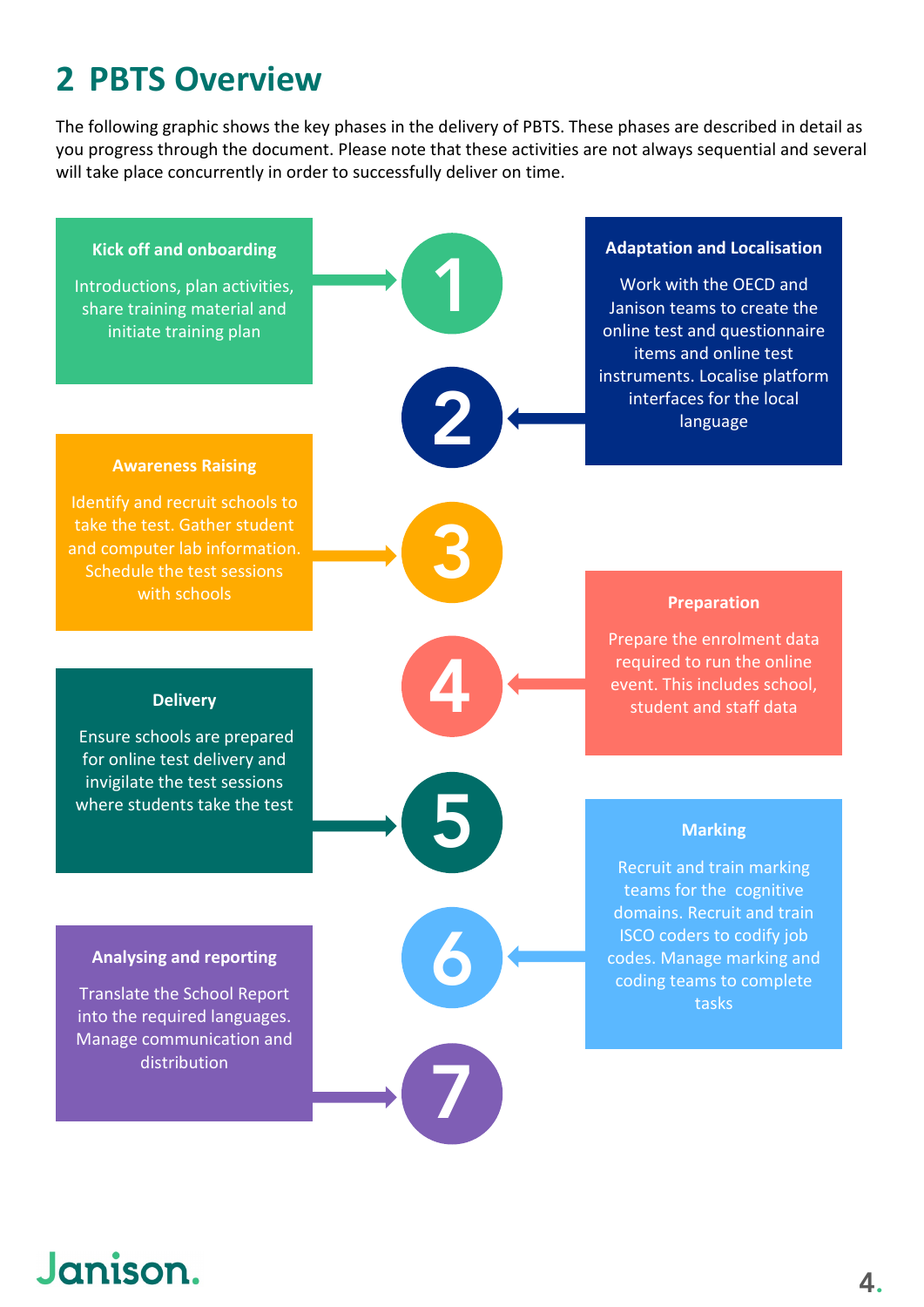## 2 PBTS Overview

The following graphic shows the key phases in the delivery of PBTS. These phases are described in detail as you progress through the document. Please note that these activities are not always sequential and several will take place concurrently in order to successfully deliver on time.

**1. Kick off and onboarding**

Introductions, plan activities, share training material and initiate training plan

**2. Adaptation and Localisation**

Work with the OECD and Janison teams to create the online test and questionnaire items and online test instruments. Localise platform interfaces for the local language

**3. Awareness Raising**

Identify and recruit schools to take the test. Gather student and computer lab information. Schedule the test sessions with schools

**4. Preparation**

Prepare the enrolment data required to run the online event. This includes school, student and staff data

**5. Delivery**

Ensure schools are prepared for online test delivery and invigilate the test sessions where students take the test

**6. Marking**

Recruit and train marking teams for the cognitive domains. Recruit and train ISCO coders to codify job codes. Manage marking and coding teams to complete tasks

**7. Analysing and reporting**

Translate the School Report into the required languages. Manage communication and distribution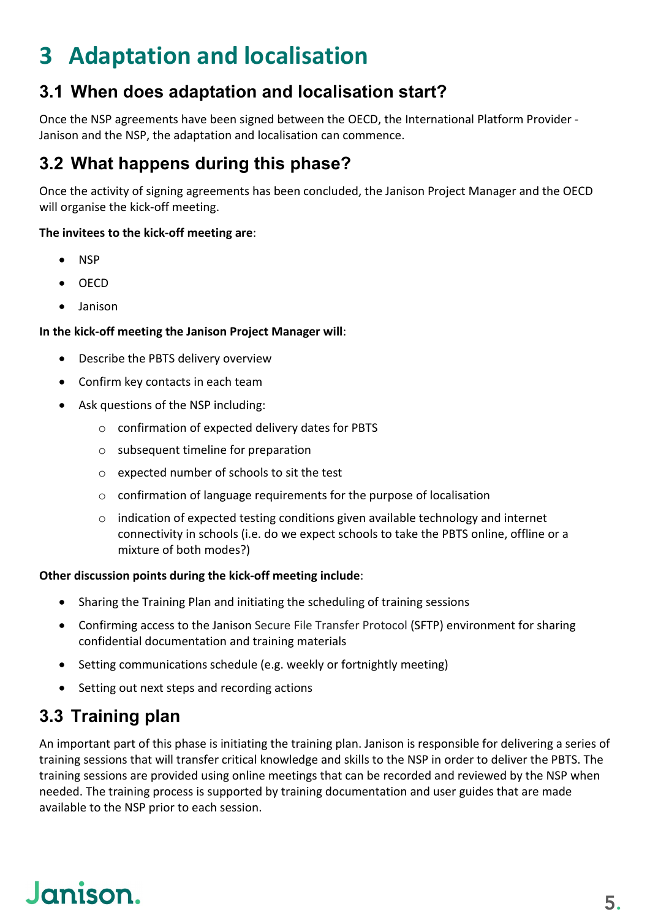# 3 Adaptation and localisation

## 3.1 When does adaptation and localisation start?

Once the NSP agreements have been signed between the OECD, the International Platform Provider - Janison and the NSP, the adaptation and localisation can commence.

## 3.2 What happens during this phase?

Once the activity of signing agreements has been concluded, the Janison Project Manager and the OECD will organise the kick-off meeting.

**The invitees to the kick-off meeting are**:

- NSP
- OECD
- Janison

**In the kick-off meeting the Janison Project Manager will**:

- Describe the PBTS delivery overview
- Confirm key contacts in each team
- Ask questions of the NSP including:
  - confirmation of expected delivery dates for PBTS
  - subsequent timeline for preparation
  - expected number of schools to sit the test
  - confirmation of language requirements for the purpose of localisation
  - indication of expected testing conditions given available technology and internet connectivity in schools (i.e. do we expect schools to take the PBTS online, offline or a mixture of both modes?)

**Other discussion points during the kick-off meeting include**:

- Sharing the Training Plan and initiating the scheduling of training sessions
- Confirming access to the Janison Secure File Transfer Protocol (SFTP) environment for sharing confidential documentation and training materials
- Setting communications schedule (e.g. weekly or fortnightly meeting)
- Setting out next steps and recording actions

## 3.3 Training plan

An important part of this phase is initiating the training plan. Janison is responsible for delivering a series of training sessions that will transfer critical knowledge and skills to the NSP in order to deliver the PBTS. The training sessions are provided using online meetings that can be recorded and reviewed by the NSP when needed. The training process is supported by training documentation and user guides that are made available to the NSP prior to each session.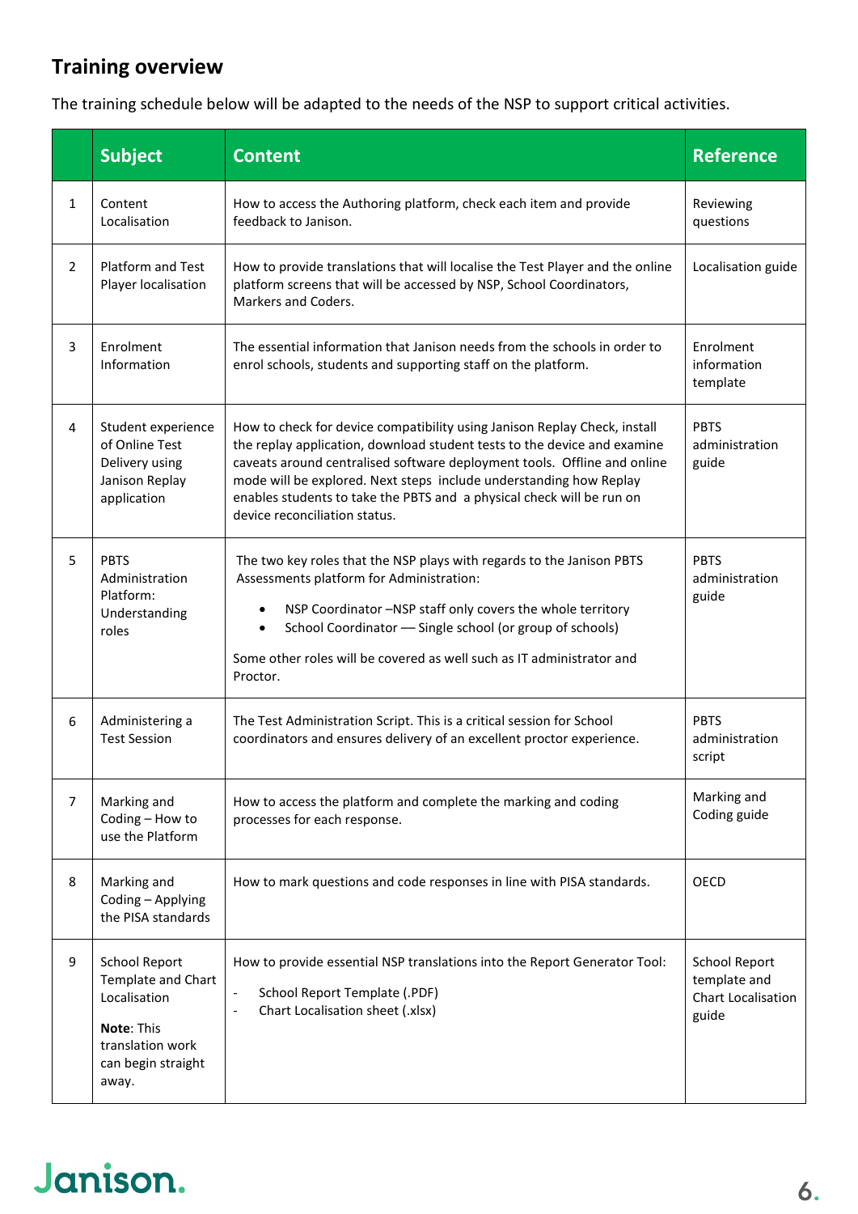## Training overview

The training schedule below will be adapted to the needs of the NSP to support critical activities.

| | Subject | Content | Reference |
|---|---|---|---|
| 1 | Content Localisation | How to access the Authoring platform, check each item and provide feedback to Janison. | Reviewing questions |
| 2 | Platform and Test Player localisation | How to provide translations that will localise the Test Player and the online platform screens that will be accessed by NSP, School Coordinators, Markers and Coders. | Localisation guide |
| 3 | Enrolment Information | The essential information that Janison needs from the schools in order to enrol schools, students and supporting staff on the platform. | Enrolment information template |
| 4 | Student experience of Online Test Delivery using Janison Replay application | How to check for device compatibility using Janison Replay Check, install the replay application, download student tests to the device and examine caveats around centralised software deployment tools. Offline and online mode will be explored. Next steps include understanding how Replay enables students to take the PBTS and a physical check will be run on device reconciliation status. | PBTS administration guide |
| 5 | PBTS Administration Platform: Understanding roles | The two key roles that the NSP plays with regards to the Janison PBTS Assessments platform for Administration:<br>• NSP Coordinator –NSP staff only covers the whole territory<br>• School Coordinator — Single school (or group of schools)<br><br>Some other roles will be covered as well such as IT administrator and Proctor. | PBTS administration guide |
| 6 | Administering a Test Session | The Test Administration Script. This is a critical session for School coordinators and ensures delivery of an excellent proctor experience. | PBTS administration script |
| 7 | Marking and Coding – How to use the Platform | How to access the platform and complete the marking and coding processes for each response. | Marking and Coding guide |
| 8 | Marking and Coding – Applying the PISA standards | How to mark questions and code responses in line with PISA standards. | OECD |
| 9 | School Report Template and Chart Localisation<br><br>**Note**: This translation work can begin straight away. | How to provide essential NSP translations into the Report Generator Tool:<br>- School Report Template (.PDF)<br>- Chart Localisation sheet (.xlsx) | School Report template and Chart Localisation guide |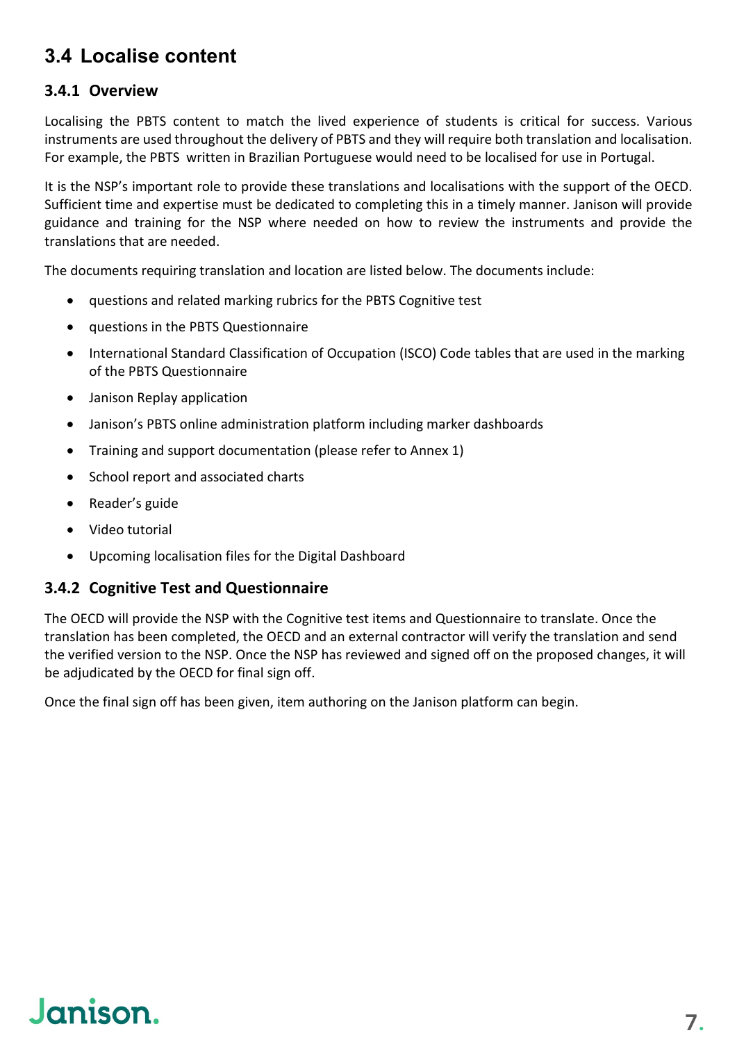## 3.4 Localise content

### 3.4.1 Overview

Localising the PBTS content to match the lived experience of students is critical for success. Various instruments are used throughout the delivery of PBTS and they will require both translation and localisation. For example, the PBTS written in Brazilian Portuguese would need to be localised for use in Portugal.

It is the NSP's important role to provide these translations and localisations with the support of the OECD. Sufficient time and expertise must be dedicated to completing this in a timely manner. Janison will provide guidance and training for the NSP where needed on how to review the instruments and provide the translations that are needed.

The documents requiring translation and location are listed below. The documents include:

- questions and related marking rubrics for the PBTS Cognitive test
- questions in the PBTS Questionnaire
- International Standard Classification of Occupation (ISCO) Code tables that are used in the marking of the PBTS Questionnaire
- Janison Replay application
- Janison's PBTS online administration platform including marker dashboards
- Training and support documentation (please refer to Annex 1)
- School report and associated charts
- Reader's guide
- Video tutorial
- Upcoming localisation files for the Digital Dashboard

### 3.4.2 Cognitive Test and Questionnaire

The OECD will provide the NSP with the Cognitive test items and Questionnaire to translate. Once the translation has been completed, the OECD and an external contractor will verify the translation and send the verified version to the NSP. Once the NSP has reviewed and signed off on the proposed changes, it will be adjudicated by the OECD for final sign off.

Once the final sign off has been given, item authoring on the Janison platform can begin.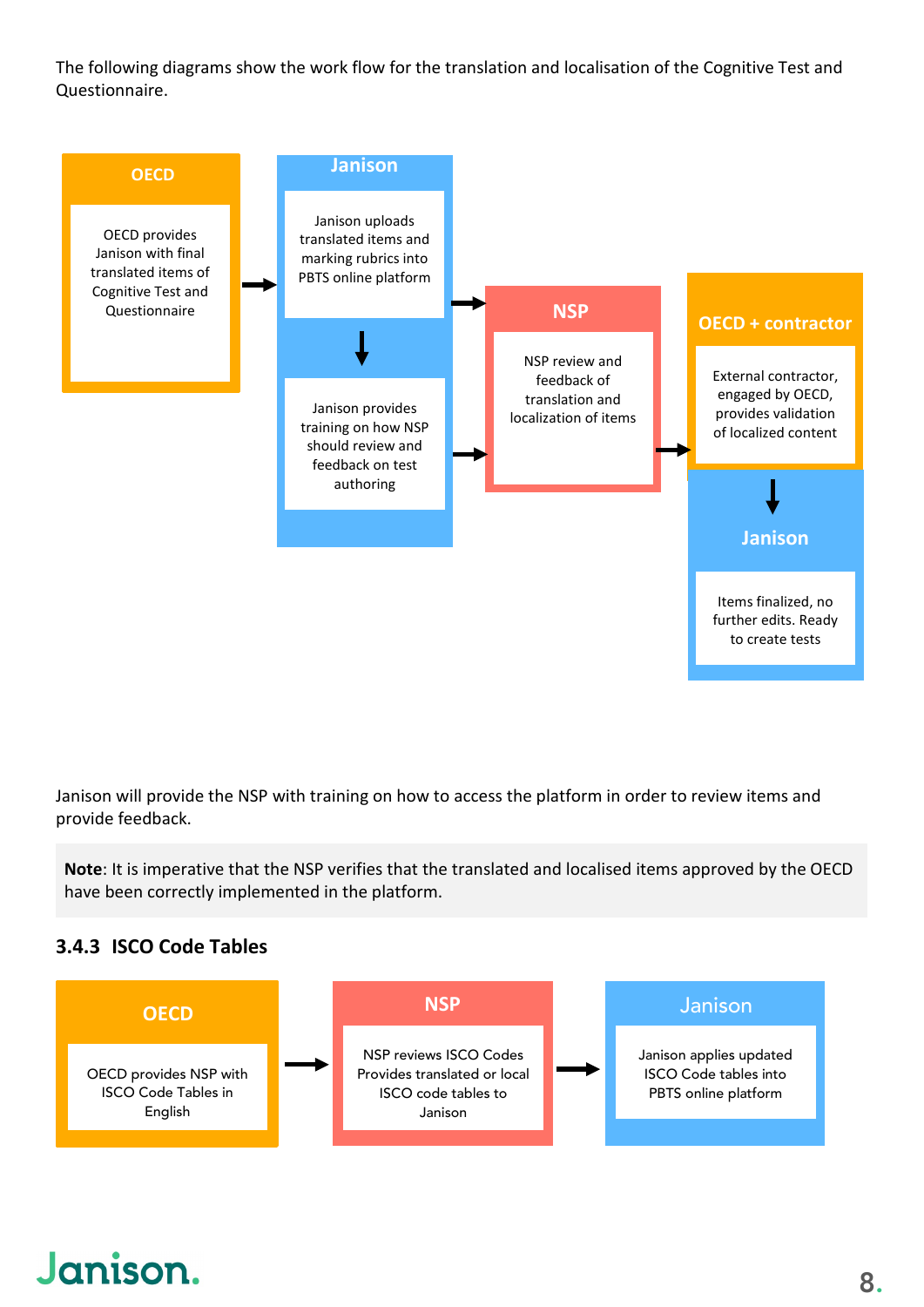The following diagrams show the work flow for the translation and localisation of the Cognitive Test and Questionnaire.

**OECD**

OECD provides Janison with final translated items of Cognitive Test and Questionnaire

→

**Janison**

Janison uploads translated items and marking rubrics into PBTS online platform

↓

Janison provides training on how NSP should review and feedback on test authoring

→

**NSP**

NSP review and feedback of translation and localization of items

→

**OECD + contractor**

External contractor, engaged by OECD, provides validation of localized content

↓

**Janison**

Items finalized, no further edits. Ready to create tests

Janison will provide the NSP with training on how to access the platform in order to review items and provide feedback.

**Note**: It is imperative that the NSP verifies that the translated and localised items approved by the OECD have been correctly implemented in the platform.

### 3.4.3 ISCO Code Tables

**OECD**

OECD provides NSP with ISCO Code Tables in English

→

**NSP**

NSP reviews ISCO Codes Provides translated or local ISCO code tables to Janison

→

**Janison**

Janison applies updated ISCO Code tables into PBTS online platform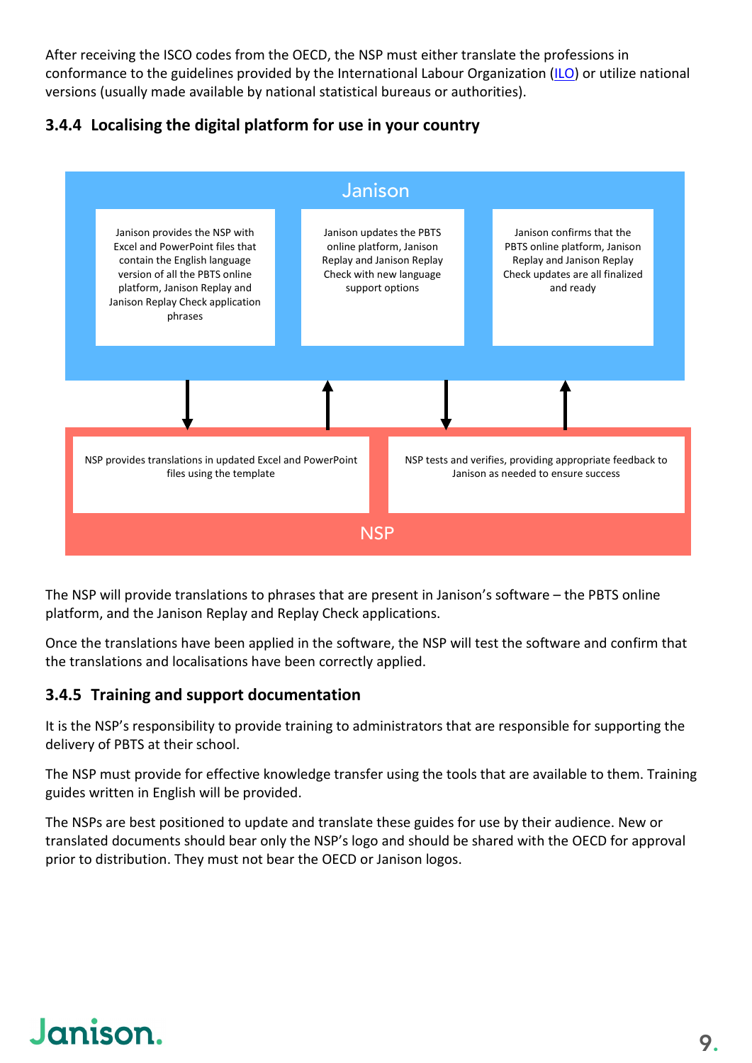After receiving the ISCO codes from the OECD, the NSP must either translate the professions in conformance to the guidelines provided by the International Labour Organization (ILO) or utilize national versions (usually made available by national statistical bureaus or authorities).

### 3.4.4 Localising the digital platform for use in your country

**Janison**

- Janison provides the NSP with Excel and PowerPoint files that contain the English language version of all the PBTS online platform, Janison Replay and Janison Replay Check application phrases
- Janison updates the PBTS online platform, Janison Replay and Janison Replay Check with new language support options
- Janison confirms that the PBTS online platform, Janison Replay and Janison Replay Check updates are all finalized and ready

**NSP**

- NSP provides translations in updated Excel and PowerPoint files using the template
- NSP tests and verifies, providing appropriate feedback to Janison as needed to ensure success

The NSP will provide translations to phrases that are present in Janison's software – the PBTS online platform, and the Janison Replay and Replay Check applications.

Once the translations have been applied in the software, the NSP will test the software and confirm that the translations and localisations have been correctly applied.

### 3.4.5 Training and support documentation

It is the NSP's responsibility to provide training to administrators that are responsible for supporting the delivery of PBTS at their school.

The NSP must provide for effective knowledge transfer using the tools that are available to them. Training guides written in English will be provided.

The NSPs are best positioned to update and translate these guides for use by their audience. New or translated documents should bear only the NSP's logo and should be shared with the OECD for approval prior to distribution. They must not bear the OECD or Janison logos.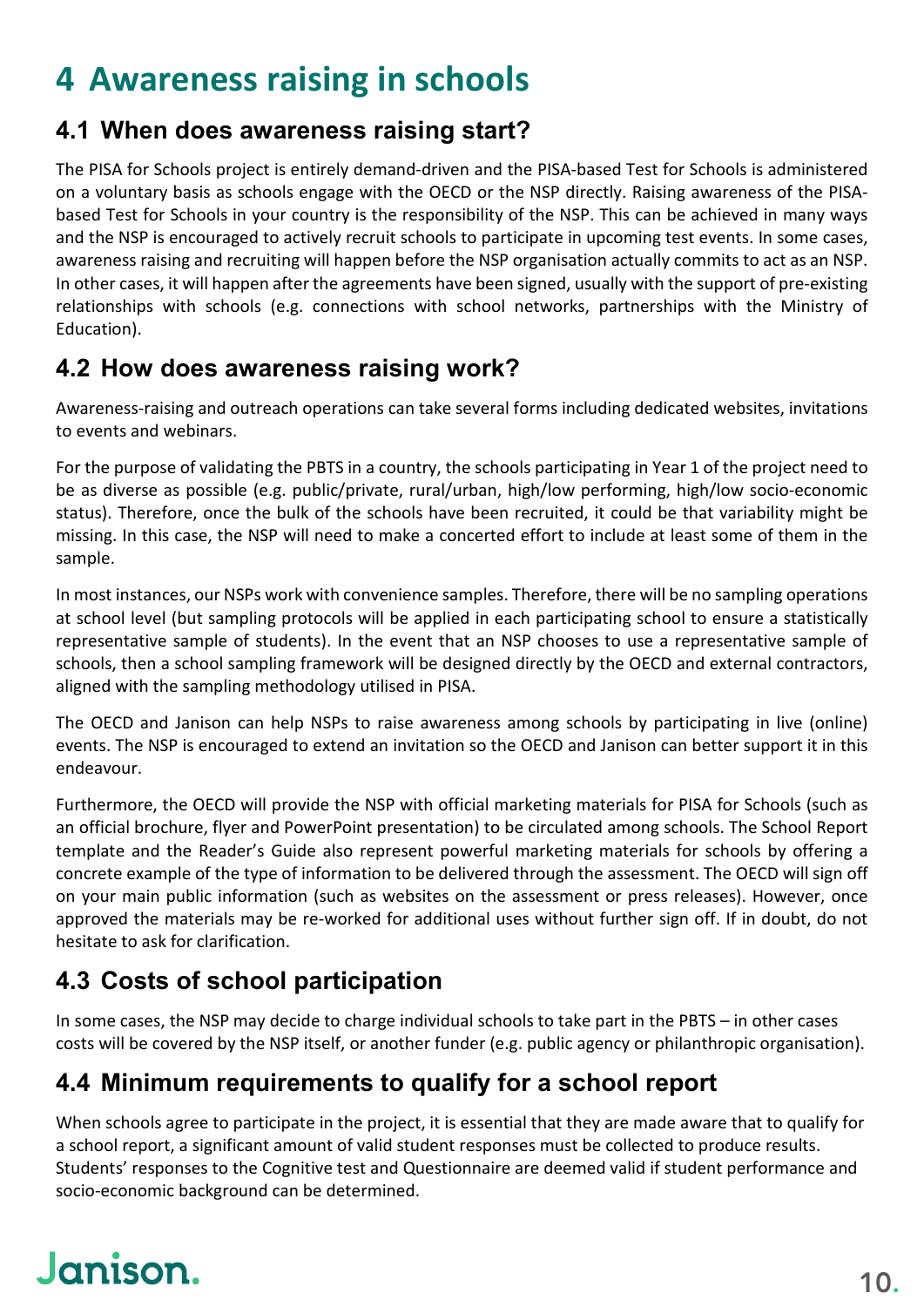# 4 Awareness raising in schools

## 4.1 When does awareness raising start?

The PISA for Schools project is entirely demand-driven and the PISA-based Test for Schools is administered on a voluntary basis as schools engage with the OECD or the NSP directly. Raising awareness of the PISA-based Test for Schools in your country is the responsibility of the NSP. This can be achieved in many ways and the NSP is encouraged to actively recruit schools to participate in upcoming test events. In some cases, awareness raising and recruiting will happen before the NSP organisation actually commits to act as an NSP. In other cases, it will happen after the agreements have been signed, usually with the support of pre-existing relationships with schools (e.g. connections with school networks, partnerships with the Ministry of Education).

## 4.2 How does awareness raising work?

Awareness-raising and outreach operations can take several forms including dedicated websites, invitations to events and webinars.

For the purpose of validating the PBTS in a country, the schools participating in Year 1 of the project need to be as diverse as possible (e.g. public/private, rural/urban, high/low performing, high/low socio-economic status). Therefore, once the bulk of the schools have been recruited, it could be that variability might be missing. In this case, the NSP will need to make a concerted effort to include at least some of them in the sample.

In most instances, our NSPs work with convenience samples. Therefore, there will be no sampling operations at school level (but sampling protocols will be applied in each participating school to ensure a statistically representative sample of students). In the event that an NSP chooses to use a representative sample of schools, then a school sampling framework will be designed directly by the OECD and external contractors, aligned with the sampling methodology utilised in PISA.

The OECD and Janison can help NSPs to raise awareness among schools by participating in live (online) events. The NSP is encouraged to extend an invitation so the OECD and Janison can better support it in this endeavour.

Furthermore, the OECD will provide the NSP with official marketing materials for PISA for Schools (such as an official brochure, flyer and PowerPoint presentation) to be circulated among schools. The School Report template and the Reader's Guide also represent powerful marketing materials for schools by offering a concrete example of the type of information to be delivered through the assessment. The OECD will sign off on your main public information (such as websites on the assessment or press releases). However, once approved the materials may be re-worked for additional uses without further sign off. If in doubt, do not hesitate to ask for clarification.

## 4.3 Costs of school participation

In some cases, the NSP may decide to charge individual schools to take part in the PBTS – in other cases costs will be covered by the NSP itself, or another funder (e.g. public agency or philanthropic organisation).

## 4.4 Minimum requirements to qualify for a school report

When schools agree to participate in the project, it is essential that they are made aware that to qualify for a school report, a significant amount of valid student responses must be collected to produce results. Students' responses to the Cognitive test and Questionnaire are deemed valid if student performance and socio-economic background can be determined.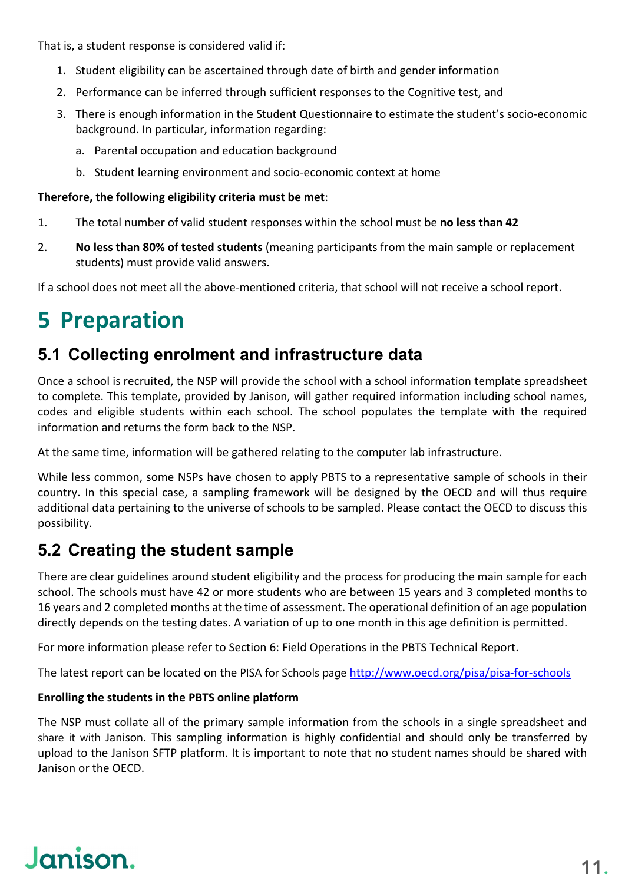That is, a student response is considered valid if:

1. Student eligibility can be ascertained through date of birth and gender information
2. Performance can be inferred through sufficient responses to the Cognitive test, and
3. There is enough information in the Student Questionnaire to estimate the student's socio-economic background. In particular, information regarding:
    a. Parental occupation and education background
    b. Student learning environment and socio-economic context at home

**Therefore, the following eligibility criteria must be met**:

1. The total number of valid student responses within the school must be **no less than 42**
2. **No less than 80% of tested students** (meaning participants from the main sample or replacement students) must provide valid answers.

If a school does not meet all the above-mentioned criteria, that school will not receive a school report.

# 5 Preparation

## 5.1 Collecting enrolment and infrastructure data

Once a school is recruited, the NSP will provide the school with a school information template spreadsheet to complete. This template, provided by Janison, will gather required information including school names, codes and eligible students within each school. The school populates the template with the required information and returns the form back to the NSP.

At the same time, information will be gathered relating to the computer lab infrastructure.

While less common, some NSPs have chosen to apply PBTS to a representative sample of schools in their country. In this special case, a sampling framework will be designed by the OECD and will thus require additional data pertaining to the universe of schools to be sampled. Please contact the OECD to discuss this possibility.

## 5.2 Creating the student sample

There are clear guidelines around student eligibility and the process for producing the main sample for each school. The schools must have 42 or more students who are between 15 years and 3 completed months to 16 years and 2 completed months at the time of assessment. The operational definition of an age population directly depends on the testing dates. A variation of up to one month in this age definition is permitted.

For more information please refer to Section 6: Field Operations in the PBTS Technical Report.

The latest report can be located on the PISA for Schools page http://www.oecd.org/pisa/pisa-for-schools

**Enrolling the students in the PBTS online platform**

The NSP must collate all of the primary sample information from the schools in a single spreadsheet and share it with Janison. This sampling information is highly confidential and should only be transferred by upload to the Janison SFTP platform. It is important to note that no student names should be shared with Janison or the OECD.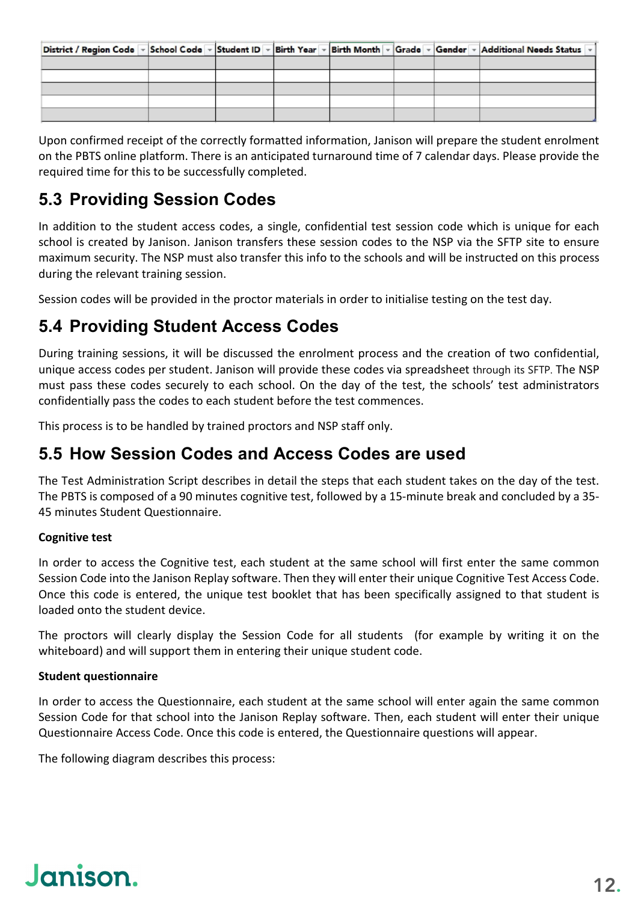| District / Region Code | School Code | Student ID | Birth Year | Birth Month | Grade | Gender | Additional Needs Status |
|---|---|---|---|---|---|---|---|
| | | | | | | | |
| | | | | | | | |
| | | | | | | | |
| | | | | | | | |
| | | | | | | | |

Upon confirmed receipt of the correctly formatted information, Janison will prepare the student enrolment on the PBTS online platform. There is an anticipated turnaround time of 7 calendar days. Please provide the required time for this to be successfully completed.

## 5.3 Providing Session Codes

In addition to the student access codes, a single, confidential test session code which is unique for each school is created by Janison. Janison transfers these session codes to the NSP via the SFTP site to ensure maximum security. The NSP must also transfer this info to the schools and will be instructed on this process during the relevant training session.

Session codes will be provided in the proctor materials in order to initialise testing on the test day.

## 5.4 Providing Student Access Codes

During training sessions, it will be discussed the enrolment process and the creation of two confidential, unique access codes per student. Janison will provide these codes via spreadsheet through its SFTP. The NSP must pass these codes securely to each school. On the day of the test, the schools' test administrators confidentially pass the codes to each student before the test commences.

This process is to be handled by trained proctors and NSP staff only.

## 5.5 How Session Codes and Access Codes are used

The Test Administration Script describes in detail the steps that each student takes on the day of the test. The PBTS is composed of a 90 minutes cognitive test, followed by a 15-minute break and concluded by a 35-45 minutes Student Questionnaire.

**Cognitive test**

In order to access the Cognitive test, each student at the same school will first enter the same common Session Code into the Janison Replay software. Then they will enter their unique Cognitive Test Access Code. Once this code is entered, the unique test booklet that has been specifically assigned to that student is loaded onto the student device.

The proctors will clearly display the Session Code for all students (for example by writing it on the whiteboard) and will support them in entering their unique student code.

**Student questionnaire**

In order to access the Questionnaire, each student at the same school will enter again the same common Session Code for that school into the Janison Replay software. Then, each student will enter their unique Questionnaire Access Code. Once this code is entered, the Questionnaire questions will appear.

The following diagram describes this process: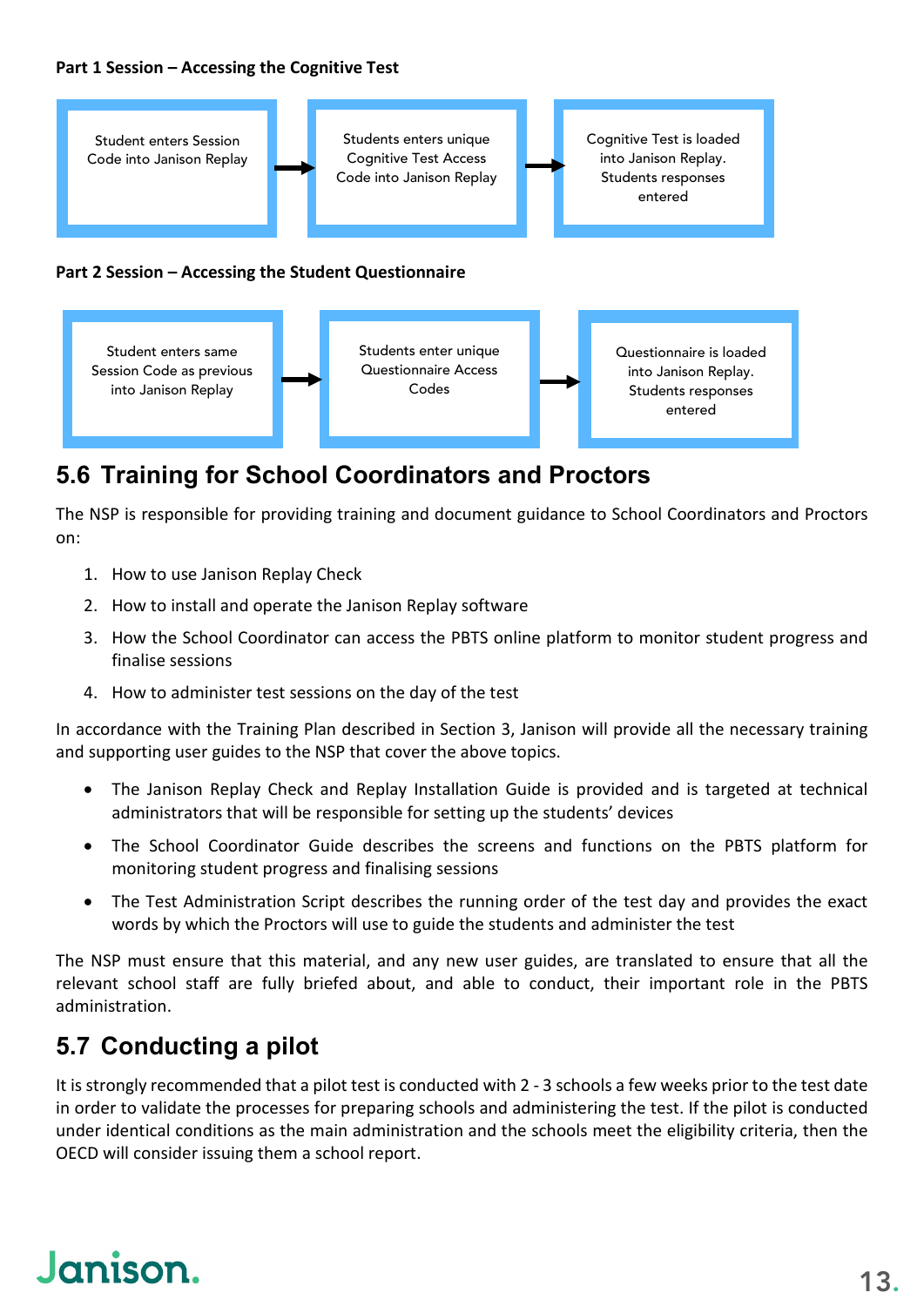**Part 1 Session – Accessing the Cognitive Test**

Student enters Session Code into Janison Replay → Students enters unique Cognitive Test Access Code into Janison Replay → Cognitive Test is loaded into Janison Replay. Students responses entered

**Part 2 Session – Accessing the Student Questionnaire**

Student enters same Session Code as previous into Janison Replay → Students enter unique Questionnaire Access Codes → Questionnaire is loaded into Janison Replay. Students responses entered

## 5.6 Training for School Coordinators and Proctors

The NSP is responsible for providing training and document guidance to School Coordinators and Proctors on:

1. How to use Janison Replay Check
2. How to install and operate the Janison Replay software
3. How the School Coordinator can access the PBTS online platform to monitor student progress and finalise sessions
4. How to administer test sessions on the day of the test

In accordance with the Training Plan described in Section 3, Janison will provide all the necessary training and supporting user guides to the NSP that cover the above topics.

- The Janison Replay Check and Replay Installation Guide is provided and is targeted at technical administrators that will be responsible for setting up the students' devices
- The School Coordinator Guide describes the screens and functions on the PBTS platform for monitoring student progress and finalising sessions
- The Test Administration Script describes the running order of the test day and provides the exact words by which the Proctors will use to guide the students and administer the test

The NSP must ensure that this material, and any new user guides, are translated to ensure that all the relevant school staff are fully briefed about, and able to conduct, their important role in the PBTS administration.

## 5.7 Conducting a pilot

It is strongly recommended that a pilot test is conducted with 2 - 3 schools a few weeks prior to the test date in order to validate the processes for preparing schools and administering the test. If the pilot is conducted under identical conditions as the main administration and the schools meet the eligibility criteria, then the OECD will consider issuing them a school report.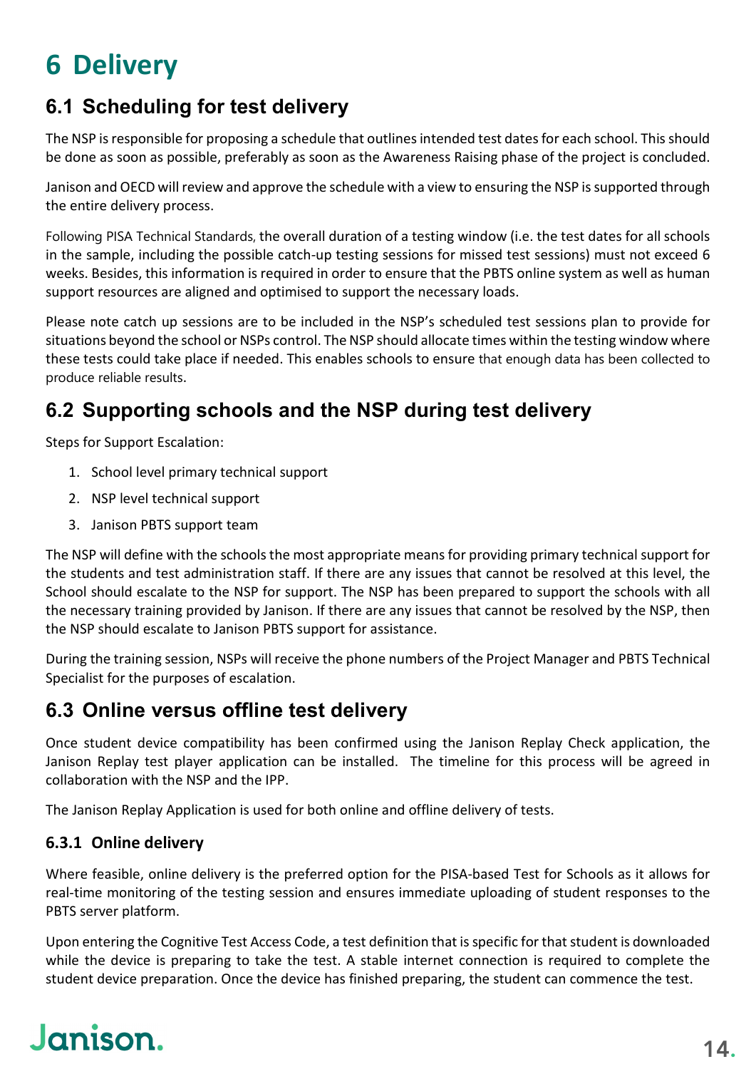# 6 Delivery

## 6.1 Scheduling for test delivery

The NSP is responsible for proposing a schedule that outlines intended test dates for each school. This should be done as soon as possible, preferably as soon as the Awareness Raising phase of the project is concluded.

Janison and OECD will review and approve the schedule with a view to ensuring the NSP is supported through the entire delivery process.

Following PISA Technical Standards, the overall duration of a testing window (i.e. the test dates for all schools in the sample, including the possible catch-up testing sessions for missed test sessions) must not exceed 6 weeks. Besides, this information is required in order to ensure that the PBTS online system as well as human support resources are aligned and optimised to support the necessary loads.

Please note catch up sessions are to be included in the NSP's scheduled test sessions plan to provide for situations beyond the school or NSPs control. The NSP should allocate times within the testing window where these tests could take place if needed. This enables schools to ensure that enough data has been collected to produce reliable results.

## 6.2 Supporting schools and the NSP during test delivery

Steps for Support Escalation:

1. School level primary technical support
2. NSP level technical support
3. Janison PBTS support team

The NSP will define with the schools the most appropriate means for providing primary technical support for the students and test administration staff. If there are any issues that cannot be resolved at this level, the School should escalate to the NSP for support. The NSP has been prepared to support the schools with all the necessary training provided by Janison. If there are any issues that cannot be resolved by the NSP, then the NSP should escalate to Janison PBTS support for assistance.

During the training session, NSPs will receive the phone numbers of the Project Manager and PBTS Technical Specialist for the purposes of escalation.

## 6.3 Online versus offline test delivery

Once student device compatibility has been confirmed using the Janison Replay Check application, the Janison Replay test player application can be installed. The timeline for this process will be agreed in collaboration with the NSP and the IPP.

The Janison Replay Application is used for both online and offline delivery of tests.

### 6.3.1 Online delivery

Where feasible, online delivery is the preferred option for the PISA-based Test for Schools as it allows for real-time monitoring of the testing session and ensures immediate uploading of student responses to the PBTS server platform.

Upon entering the Cognitive Test Access Code, a test definition that is specific for that student is downloaded while the device is preparing to take the test. A stable internet connection is required to complete the student device preparation. Once the device has finished preparing, the student can commence the test.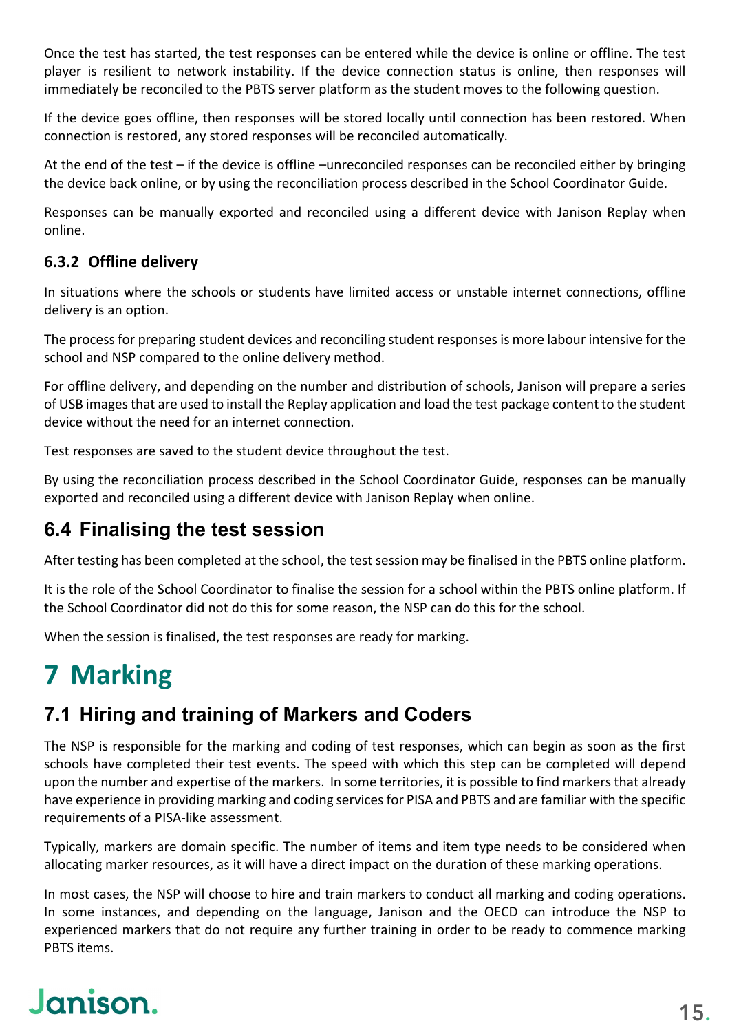Once the test has started, the test responses can be entered while the device is online or offline. The test player is resilient to network instability. If the device connection status is online, then responses will immediately be reconciled to the PBTS server platform as the student moves to the following question.

If the device goes offline, then responses will be stored locally until connection has been restored. When connection is restored, any stored responses will be reconciled automatically.

At the end of the test – if the device is offline –unreconciled responses can be reconciled either by bringing the device back online, or by using the reconciliation process described in the School Coordinator Guide.

Responses can be manually exported and reconciled using a different device with Janison Replay when online.

### 6.3.2 Offline delivery

In situations where the schools or students have limited access or unstable internet connections, offline delivery is an option.

The process for preparing student devices and reconciling student responses is more labour intensive for the school and NSP compared to the online delivery method.

For offline delivery, and depending on the number and distribution of schools, Janison will prepare a series of USB images that are used to install the Replay application and load the test package content to the student device without the need for an internet connection.

Test responses are saved to the student device throughout the test.

By using the reconciliation process described in the School Coordinator Guide, responses can be manually exported and reconciled using a different device with Janison Replay when online.

## 6.4 Finalising the test session

After testing has been completed at the school, the test session may be finalised in the PBTS online platform.

It is the role of the School Coordinator to finalise the session for a school within the PBTS online platform. If the School Coordinator did not do this for some reason, the NSP can do this for the school.

When the session is finalised, the test responses are ready for marking.

# 7 Marking

## 7.1 Hiring and training of Markers and Coders

The NSP is responsible for the marking and coding of test responses, which can begin as soon as the first schools have completed their test events. The speed with which this step can be completed will depend upon the number and expertise of the markers. In some territories, it is possible to find markers that already have experience in providing marking and coding services for PISA and PBTS and are familiar with the specific requirements of a PISA-like assessment.

Typically, markers are domain specific. The number of items and item type needs to be considered when allocating marker resources, as it will have a direct impact on the duration of these marking operations.

In most cases, the NSP will choose to hire and train markers to conduct all marking and coding operations. In some instances, and depending on the language, Janison and the OECD can introduce the NSP to experienced markers that do not require any further training in order to be ready to commence marking PBTS items.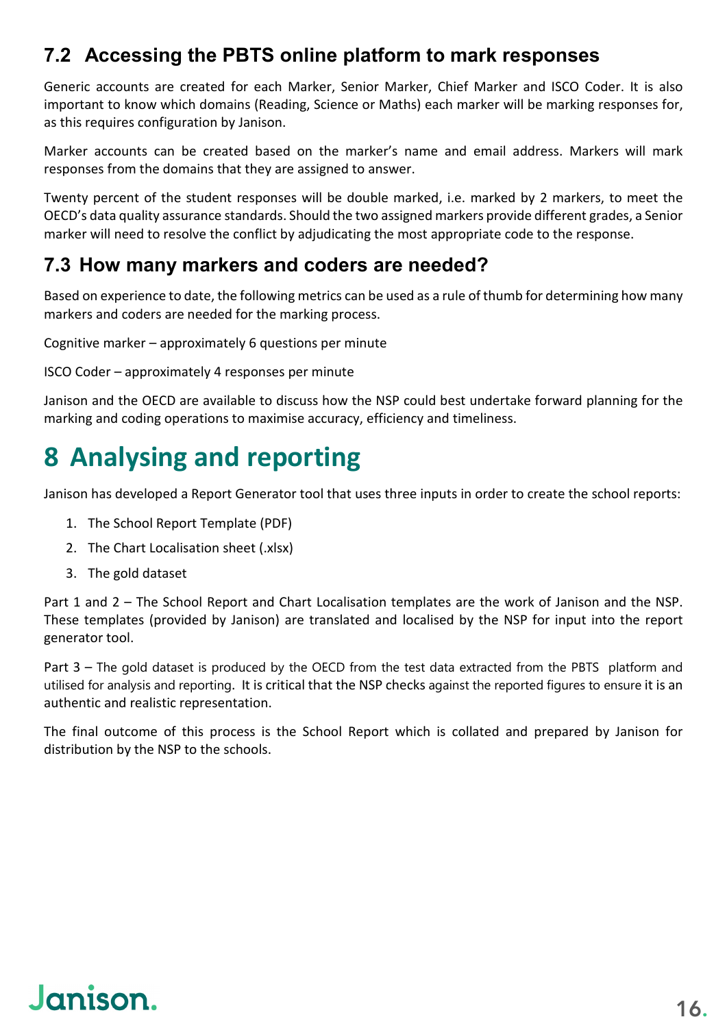## 7.2 Accessing the PBTS online platform to mark responses

Generic accounts are created for each Marker, Senior Marker, Chief Marker and ISCO Coder. It is also important to know which domains (Reading, Science or Maths) each marker will be marking responses for, as this requires configuration by Janison.

Marker accounts can be created based on the marker's name and email address. Markers will mark responses from the domains that they are assigned to answer.

Twenty percent of the student responses will be double marked, i.e. marked by 2 markers, to meet the OECD's data quality assurance standards. Should the two assigned markers provide different grades, a Senior marker will need to resolve the conflict by adjudicating the most appropriate code to the response.

## 7.3 How many markers and coders are needed?

Based on experience to date, the following metrics can be used as a rule of thumb for determining how many markers and coders are needed for the marking process.

Cognitive marker – approximately 6 questions per minute

ISCO Coder – approximately 4 responses per minute

Janison and the OECD are available to discuss how the NSP could best undertake forward planning for the marking and coding operations to maximise accuracy, efficiency and timeliness.

# 8 Analysing and reporting

Janison has developed a Report Generator tool that uses three inputs in order to create the school reports:

1. The School Report Template (PDF)
2. The Chart Localisation sheet (.xlsx)
3. The gold dataset

Part 1 and 2 – The School Report and Chart Localisation templates are the work of Janison and the NSP. These templates (provided by Janison) are translated and localised by the NSP for input into the report generator tool.

Part 3 – The gold dataset is produced by the OECD from the test data extracted from the PBTS platform and utilised for analysis and reporting. It is critical that the NSP checks against the reported figures to ensure it is an authentic and realistic representation.

The final outcome of this process is the School Report which is collated and prepared by Janison for distribution by the NSP to the schools.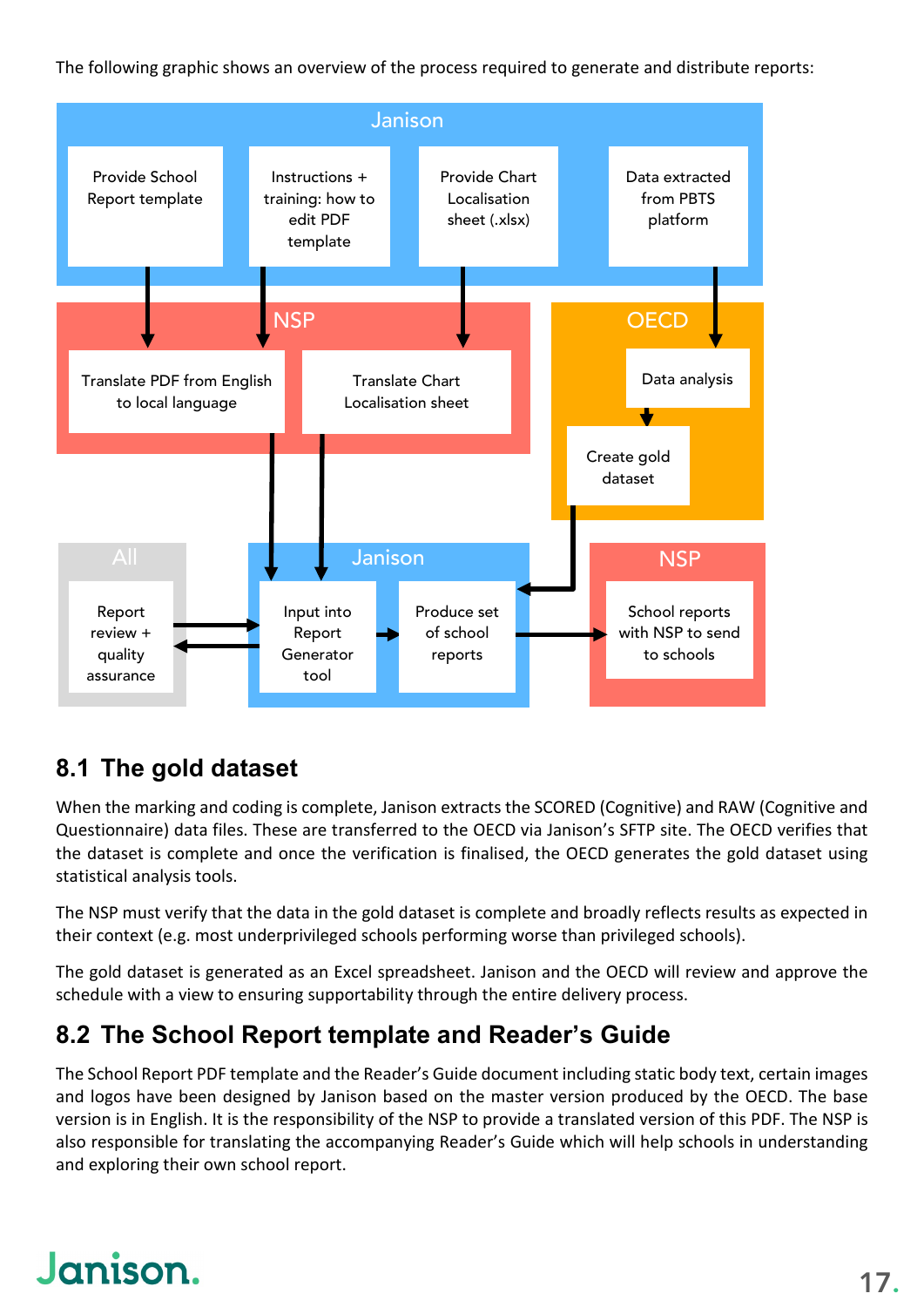The following graphic shows an overview of the process required to generate and distribute reports:

**Janison**
- Provide School Report template
- Instructions + training: how to edit PDF template
- Provide Chart Localisation sheet (.xlsx)
- Data extracted from PBTS platform

**NSP**
- Translate PDF from English to local language
- Translate Chart Localisation sheet

**OECD**
- Data analysis
- Create gold dataset

**All**
- Report review + quality assurance

**Janison**
- Input into Report Generator tool
- Produce set of school reports

**NSP**
- School reports with NSP to send to schools

## 8.1 The gold dataset

When the marking and coding is complete, Janison extracts the SCORED (Cognitive) and RAW (Cognitive and Questionnaire) data files. These are transferred to the OECD via Janison's SFTP site. The OECD verifies that the dataset is complete and once the verification is finalised, the OECD generates the gold dataset using statistical analysis tools.

The NSP must verify that the data in the gold dataset is complete and broadly reflects results as expected in their context (e.g. most underprivileged schools performing worse than privileged schools).

The gold dataset is generated as an Excel spreadsheet. Janison and the OECD will review and approve the schedule with a view to ensuring supportability through the entire delivery process.

## 8.2 The School Report template and Reader's Guide

The School Report PDF template and the Reader's Guide document including static body text, certain images and logos have been designed by Janison based on the master version produced by the OECD. The base version is in English. It is the responsibility of the NSP to provide a translated version of this PDF. The NSP is also responsible for translating the accompanying Reader's Guide which will help schools in understanding and exploring their own school report.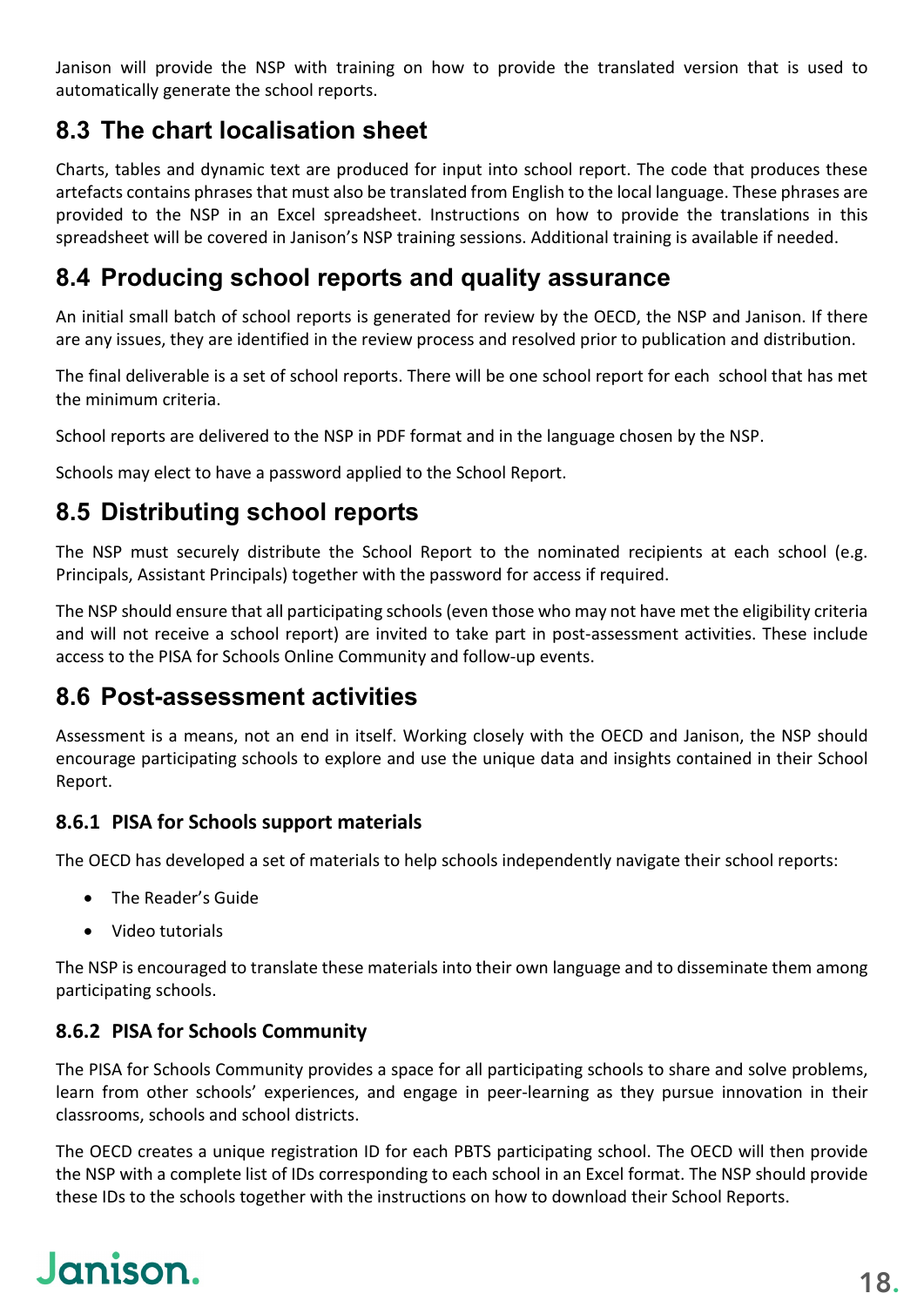Janison will provide the NSP with training on how to provide the translated version that is used to automatically generate the school reports.

## 8.3 The chart localisation sheet

Charts, tables and dynamic text are produced for input into school report. The code that produces these artefacts contains phrases that must also be translated from English to the local language. These phrases are provided to the NSP in an Excel spreadsheet. Instructions on how to provide the translations in this spreadsheet will be covered in Janison's NSP training sessions. Additional training is available if needed.

## 8.4 Producing school reports and quality assurance

An initial small batch of school reports is generated for review by the OECD, the NSP and Janison. If there are any issues, they are identified in the review process and resolved prior to publication and distribution.

The final deliverable is a set of school reports. There will be one school report for each school that has met the minimum criteria.

School reports are delivered to the NSP in PDF format and in the language chosen by the NSP.

Schools may elect to have a password applied to the School Report.

## 8.5 Distributing school reports

The NSP must securely distribute the School Report to the nominated recipients at each school (e.g. Principals, Assistant Principals) together with the password for access if required.

The NSP should ensure that all participating schools (even those who may not have met the eligibility criteria and will not receive a school report) are invited to take part in post-assessment activities. These include access to the PISA for Schools Online Community and follow-up events.

## 8.6 Post-assessment activities

Assessment is a means, not an end in itself. Working closely with the OECD and Janison, the NSP should encourage participating schools to explore and use the unique data and insights contained in their School Report.

### 8.6.1 PISA for Schools support materials

The OECD has developed a set of materials to help schools independently navigate their school reports:

- The Reader's Guide
- Video tutorials

The NSP is encouraged to translate these materials into their own language and to disseminate them among participating schools.

### 8.6.2 PISA for Schools Community

The PISA for Schools Community provides a space for all participating schools to share and solve problems, learn from other schools' experiences, and engage in peer-learning as they pursue innovation in their classrooms, schools and school districts.

The OECD creates a unique registration ID for each PBTS participating school. The OECD will then provide the NSP with a complete list of IDs corresponding to each school in an Excel format. The NSP should provide these IDs to the schools together with the instructions on how to download their School Reports.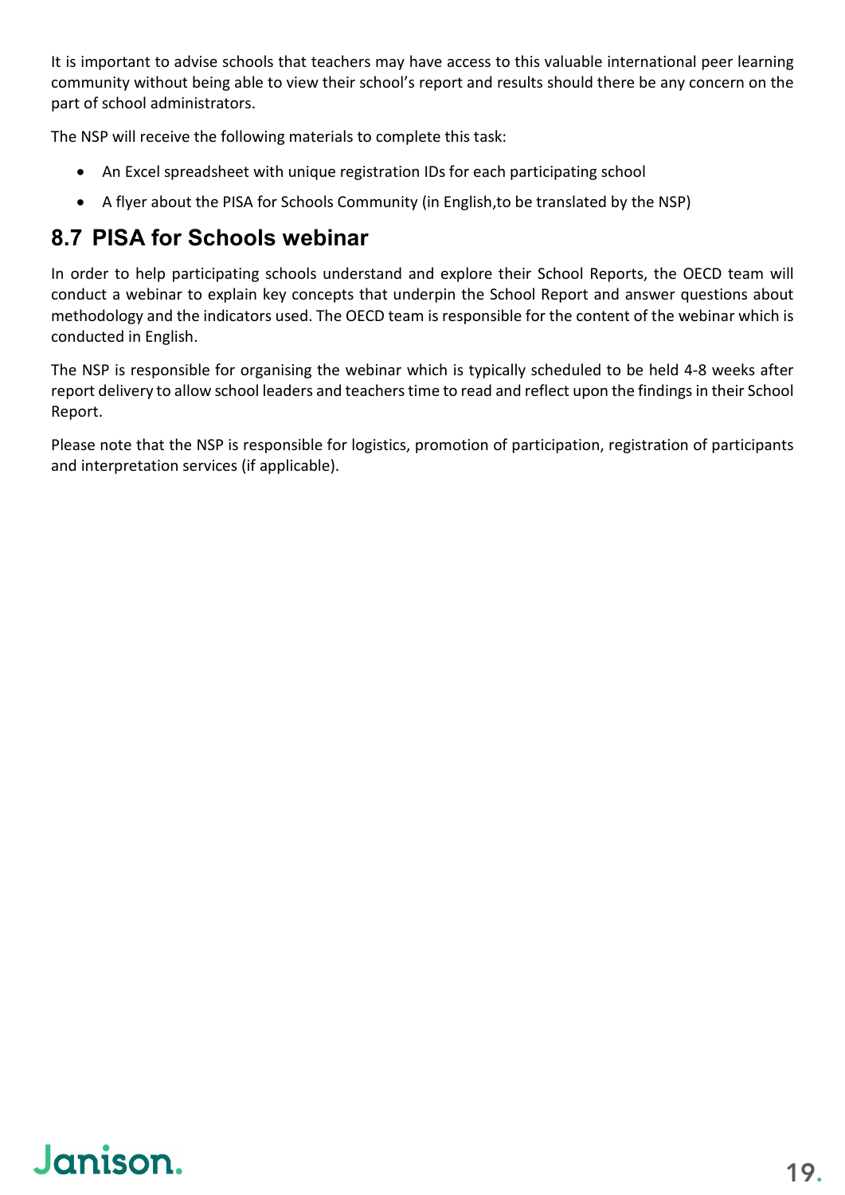It is important to advise schools that teachers may have access to this valuable international peer learning community without being able to view their school's report and results should there be any concern on the part of school administrators.

The NSP will receive the following materials to complete this task:

- An Excel spreadsheet with unique registration IDs for each participating school
- A flyer about the PISA for Schools Community (in English,to be translated by the NSP)

## 8.7 PISA for Schools webinar

In order to help participating schools understand and explore their School Reports, the OECD team will conduct a webinar to explain key concepts that underpin the School Report and answer questions about methodology and the indicators used. The OECD team is responsible for the content of the webinar which is conducted in English.

The NSP is responsible for organising the webinar which is typically scheduled to be held 4-8 weeks after report delivery to allow school leaders and teachers time to read and reflect upon the findings in their School Report.

Please note that the NSP is responsible for logistics, promotion of participation, registration of participants and interpretation services (if applicable).